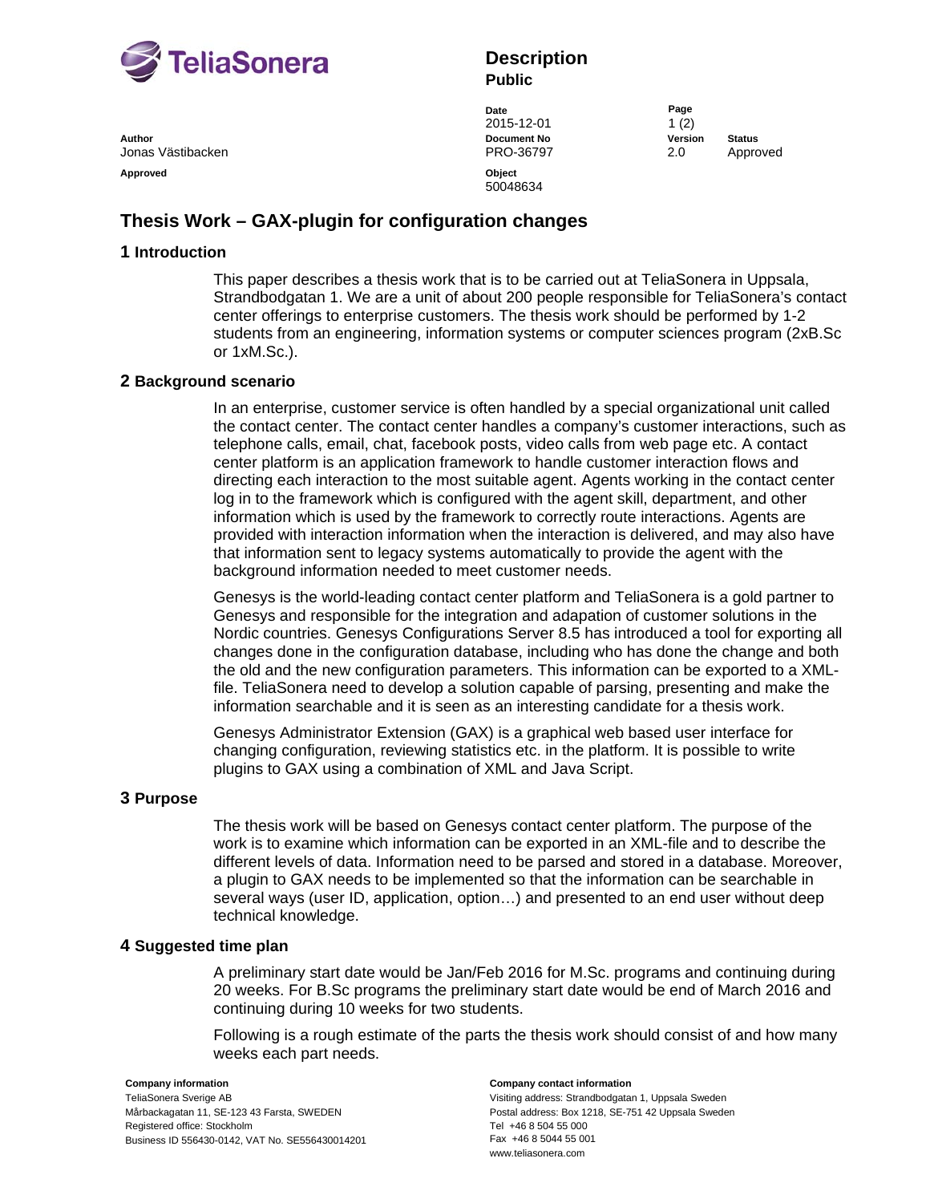**TeliaSonera**

# Description
**Public**

| | | | |
|---|---|---|---|
| | **Date** 2015-12-01 | **Page** 1 (2) | |
| **Author** Jonas Västibacken | **Document No** PRO-36797 | **Version** 2.0 | **Status** Approved |
| **Approved** | **Object** 50048634 | | |

## Thesis Work – GAX-plugin for configuration changes

### 1 Introduction

This paper describes a thesis work that is to be carried out at TeliaSonera in Uppsala, Strandbodgatan 1. We are a unit of about 200 people responsible for TeliaSonera's contact center offerings to enterprise customers. The thesis work should be performed by 1-2 students from an engineering, information systems or computer sciences program (2xB.Sc or 1xM.Sc.).

### 2 Background scenario

In an enterprise, customer service is often handled by a special organizational unit called the contact center. The contact center handles a company's customer interactions, such as telephone calls, email, chat, facebook posts, video calls from web page etc. A contact center platform is an application framework to handle customer interaction flows and directing each interaction to the most suitable agent. Agents working in the contact center log in to the framework which is configured with the agent skill, department, and other information which is used by the framework to correctly route interactions. Agents are provided with interaction information when the interaction is delivered, and may also have that information sent to legacy systems automatically to provide the agent with the background information needed to meet customer needs.

Genesys is the world-leading contact center platform and TeliaSonera is a gold partner to Genesys and responsible for the integration and adapation of customer solutions in the Nordic countries. Genesys Configurations Server 8.5 has introduced a tool for exporting all changes done in the configuration database, including who has done the change and both the old and the new configuration parameters. This information can be exported to a XML-file. TeliaSonera need to develop a solution capable of parsing, presenting and make the information searchable and it is seen as an interesting candidate for a thesis work.

Genesys Administrator Extension (GAX) is a graphical web based user interface for changing configuration, reviewing statistics etc. in the platform. It is possible to write plugins to GAX using a combination of XML and Java Script.

### 3 Purpose

The thesis work will be based on Genesys contact center platform. The purpose of the work is to examine which information can be exported in an XML-file and to describe the different levels of data. Information need to be parsed and stored in a database. Moreover, a plugin to GAX needs to be implemented so that the information can be searchable in several ways (user ID, application, option…) and presented to an end user without deep technical knowledge.

### 4 Suggested time plan

A preliminary start date would be Jan/Feb 2016 for M.Sc. programs and continuing during 20 weeks. For B.Sc programs the preliminary start date would be end of March 2016 and continuing during 10 weeks for two students.

Following is a rough estimate of the parts the thesis work should consist of and how many weeks each part needs.

**Company information**
TeliaSonera Sverige AB
Mårbackagatan 11, SE-123 43 Farsta, SWEDEN
Registered office: Stockholm
Business ID 556430-0142, VAT No. SE556430014201

**Company contact information**
Visiting address: Strandbodgatan 1, Uppsala Sweden
Postal address: Box 1218, SE-751 42 Uppsala Sweden
Tel +46 8 504 55 000
Fax +46 8 5044 55 001
www.teliasonera.com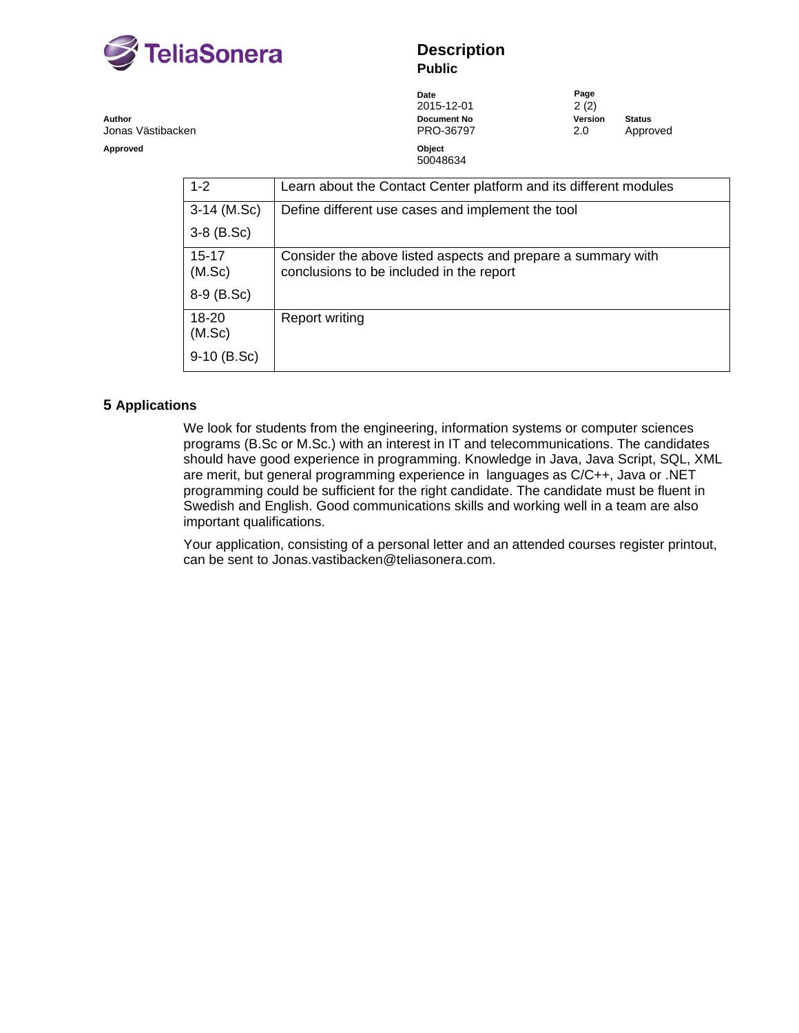| | |
|---|---|
| 1-2 | Learn about the Contact Center platform and its different modules |
| 3-14 (M.Sc)<br>3-8 (B.Sc) | Define different use cases and implement the tool |
| 15-17 (M.Sc)<br>8-9 (B.Sc) | Consider the above listed aspects and prepare a summary with conclusions to be included in the report |
| 18-20 (M.Sc)<br>9-10 (B.Sc) | Report writing |

## 5 Applications

We look for students from the engineering, information systems or computer sciences programs (B.Sc or M.Sc.) with an interest in IT and telecommunications. The candidates should have good experience in programming. Knowledge in Java, Java Script, SQL, XML are merit, but general programming experience in languages as C/C++, Java or .NET programming could be sufficient for the right candidate. The candidate must be fluent in Swedish and English. Good communications skills and working well in a team are also important qualifications.

Your application, consisting of a personal letter and an attended courses register printout, can be sent to Jonas.vastibacken@teliasonera.com.